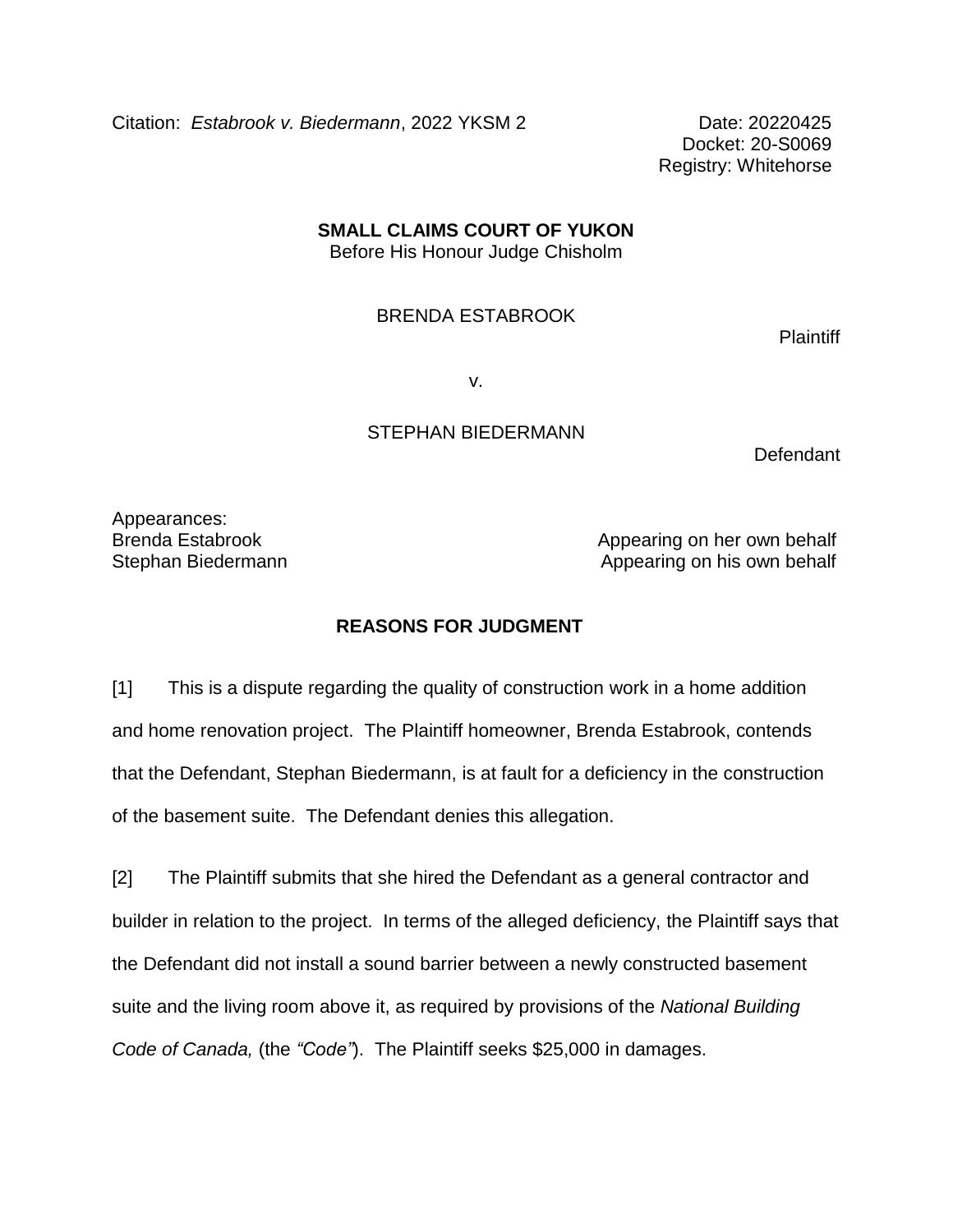Citation: *Estabrook v. Biedermann*, 2022 YKSM 2

Date: 20220425
Docket: 20-S0069
Registry: Whitehorse

**SMALL CLAIMS COURT OF YUKON**
Before His Honour Judge Chisholm

BRENDA ESTABROOK

Plaintiff

v.

STEPHAN BIEDERMANN

Defendant

Appearances:
Brenda Estabrook — Appearing on her own behalf
Stephan Biedermann — Appearing on his own behalf

## REASONS FOR JUDGMENT

[1] This is a dispute regarding the quality of construction work in a home addition and home renovation project. The Plaintiff homeowner, Brenda Estabrook, contends that the Defendant, Stephan Biedermann, is at fault for a deficiency in the construction of the basement suite. The Defendant denies this allegation.

[2] The Plaintiff submits that she hired the Defendant as a general contractor and builder in relation to the project. In terms of the alleged deficiency, the Plaintiff says that the Defendant did not install a sound barrier between a newly constructed basement suite and the living room above it, as required by provisions of the *National Building Code of Canada,* (the *"Code"*). The Plaintiff seeks $25,000 in damages.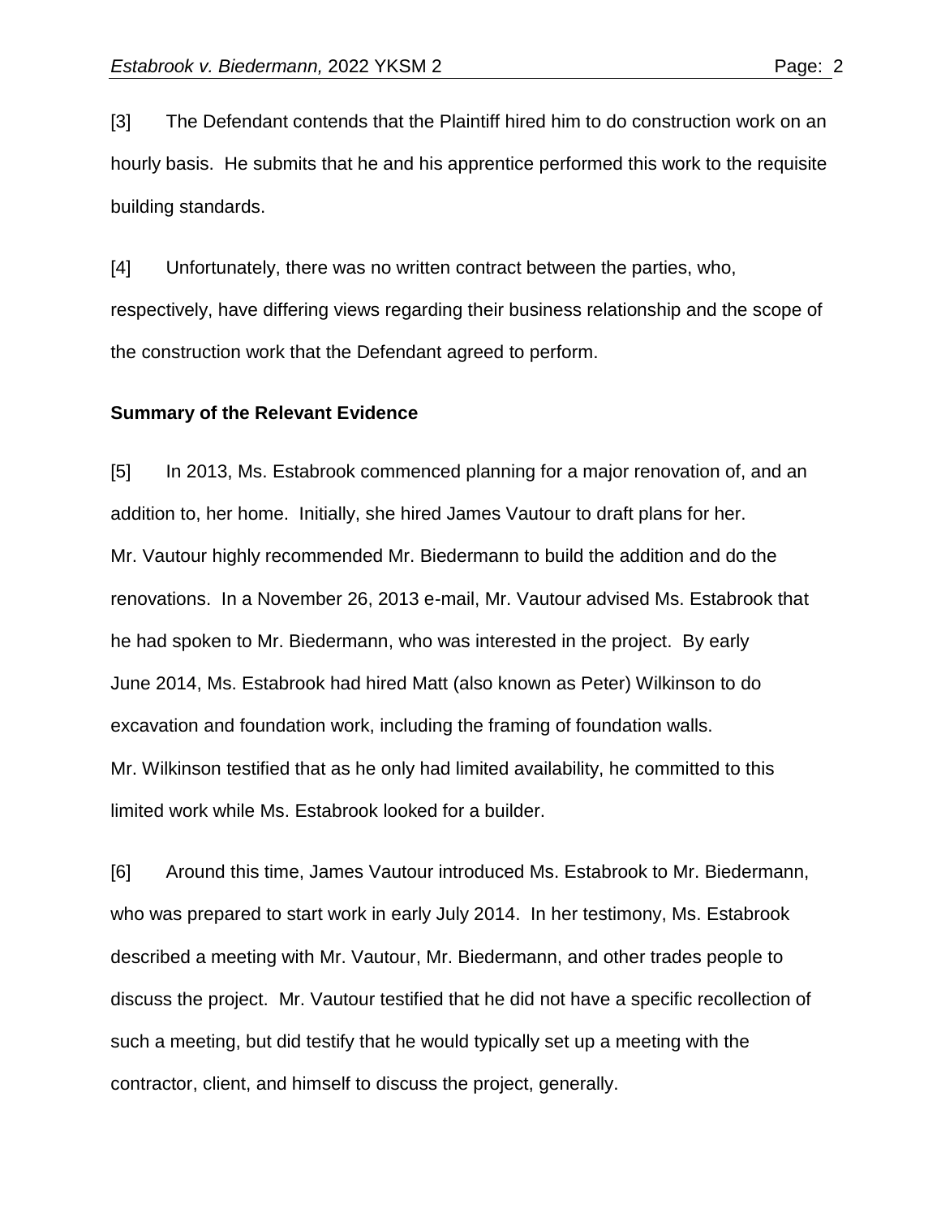[3] The Defendant contends that the Plaintiff hired him to do construction work on an hourly basis. He submits that he and his apprentice performed this work to the requisite building standards.

[4] Unfortunately, there was no written contract between the parties, who, respectively, have differing views regarding their business relationship and the scope of the construction work that the Defendant agreed to perform.

**Summary of the Relevant Evidence**

[5] In 2013, Ms. Estabrook commenced planning for a major renovation of, and an addition to, her home. Initially, she hired James Vautour to draft plans for her. Mr. Vautour highly recommended Mr. Biedermann to build the addition and do the renovations. In a November 26, 2013 e-mail, Mr. Vautour advised Ms. Estabrook that he had spoken to Mr. Biedermann, who was interested in the project. By early June 2014, Ms. Estabrook had hired Matt (also known as Peter) Wilkinson to do excavation and foundation work, including the framing of foundation walls. Mr. Wilkinson testified that as he only had limited availability, he committed to this limited work while Ms. Estabrook looked for a builder.

[6] Around this time, James Vautour introduced Ms. Estabrook to Mr. Biedermann, who was prepared to start work in early July 2014. In her testimony, Ms. Estabrook described a meeting with Mr. Vautour, Mr. Biedermann, and other trades people to discuss the project. Mr. Vautour testified that he did not have a specific recollection of such a meeting, but did testify that he would typically set up a meeting with the contractor, client, and himself to discuss the project, generally.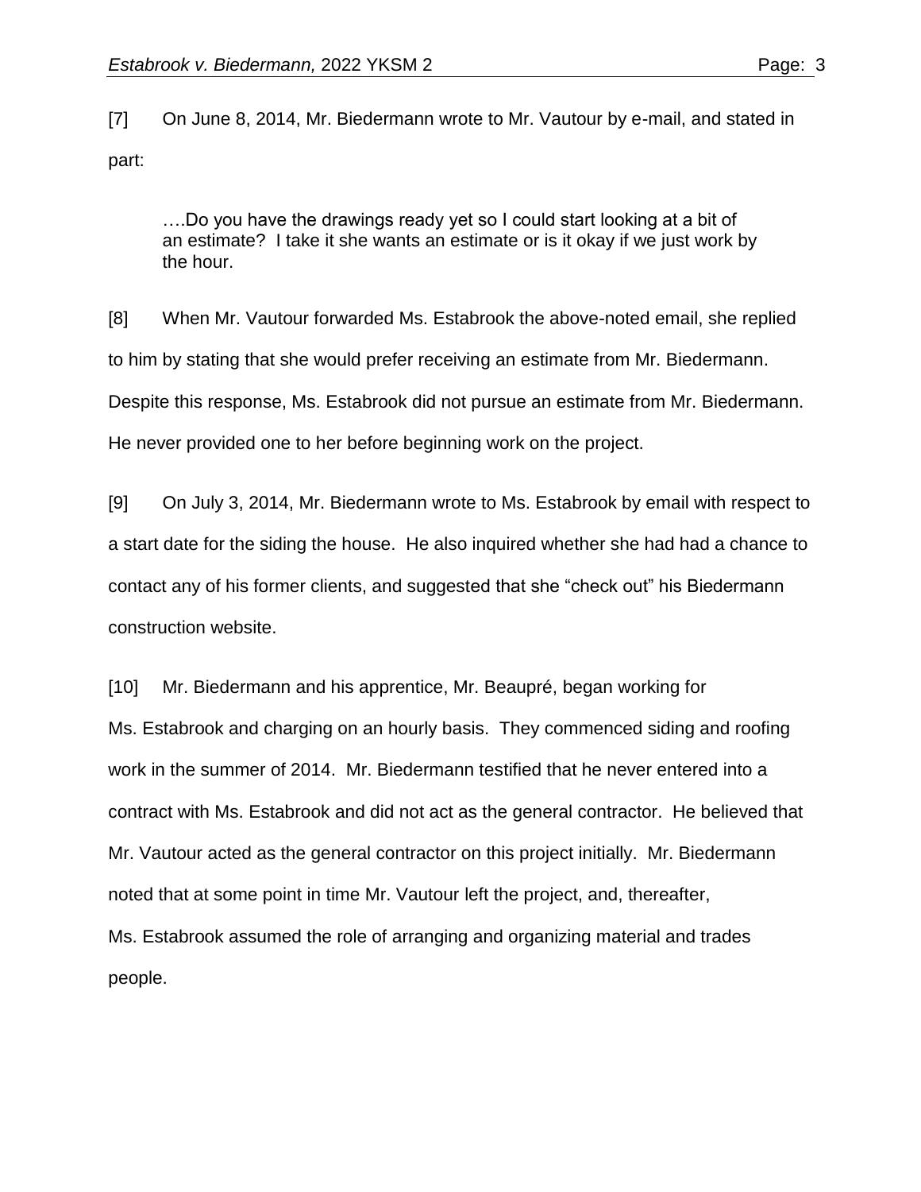[7] On June 8, 2014, Mr. Biedermann wrote to Mr. Vautour by e-mail, and stated in part:

> ….Do you have the drawings ready yet so I could start looking at a bit of an estimate? I take it she wants an estimate or is it okay if we just work by the hour.

[8] When Mr. Vautour forwarded Ms. Estabrook the above-noted email, she replied to him by stating that she would prefer receiving an estimate from Mr. Biedermann. Despite this response, Ms. Estabrook did not pursue an estimate from Mr. Biedermann. He never provided one to her before beginning work on the project.

[9] On July 3, 2014, Mr. Biedermann wrote to Ms. Estabrook by email with respect to a start date for the siding the house. He also inquired whether she had had a chance to contact any of his former clients, and suggested that she "check out" his Biedermann construction website.

[10] Mr. Biedermann and his apprentice, Mr. Beaupré, began working for Ms. Estabrook and charging on an hourly basis. They commenced siding and roofing work in the summer of 2014. Mr. Biedermann testified that he never entered into a contract with Ms. Estabrook and did not act as the general contractor. He believed that Mr. Vautour acted as the general contractor on this project initially. Mr. Biedermann noted that at some point in time Mr. Vautour left the project, and, thereafter, Ms. Estabrook assumed the role of arranging and organizing material and trades people.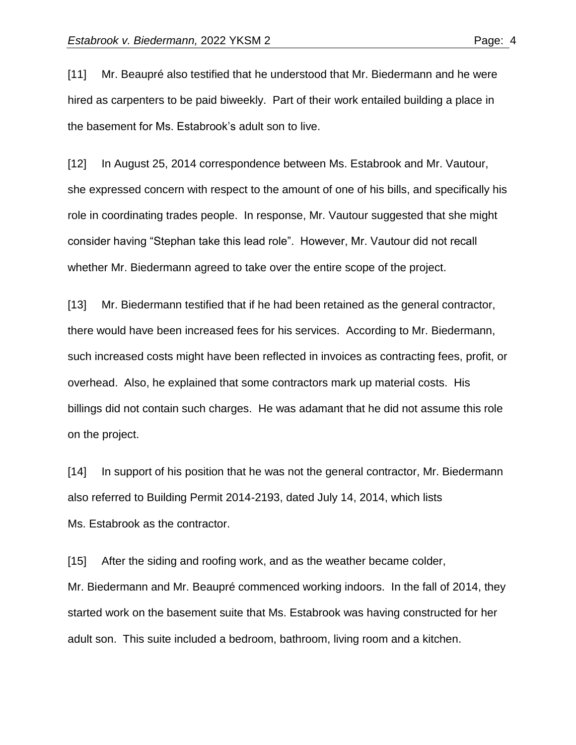[11] Mr. Beaupré also testified that he understood that Mr. Biedermann and he were hired as carpenters to be paid biweekly. Part of their work entailed building a place in the basement for Ms. Estabrook's adult son to live.

[12] In August 25, 2014 correspondence between Ms. Estabrook and Mr. Vautour, she expressed concern with respect to the amount of one of his bills, and specifically his role in coordinating trades people. In response, Mr. Vautour suggested that she might consider having "Stephan take this lead role". However, Mr. Vautour did not recall whether Mr. Biedermann agreed to take over the entire scope of the project.

[13] Mr. Biedermann testified that if he had been retained as the general contractor, there would have been increased fees for his services. According to Mr. Biedermann, such increased costs might have been reflected in invoices as contracting fees, profit, or overhead. Also, he explained that some contractors mark up material costs. His billings did not contain such charges. He was adamant that he did not assume this role on the project.

[14] In support of his position that he was not the general contractor, Mr. Biedermann also referred to Building Permit 2014-2193, dated July 14, 2014, which lists Ms. Estabrook as the contractor.

[15] After the siding and roofing work, and as the weather became colder, Mr. Biedermann and Mr. Beaupré commenced working indoors. In the fall of 2014, they started work on the basement suite that Ms. Estabrook was having constructed for her adult son. This suite included a bedroom, bathroom, living room and a kitchen.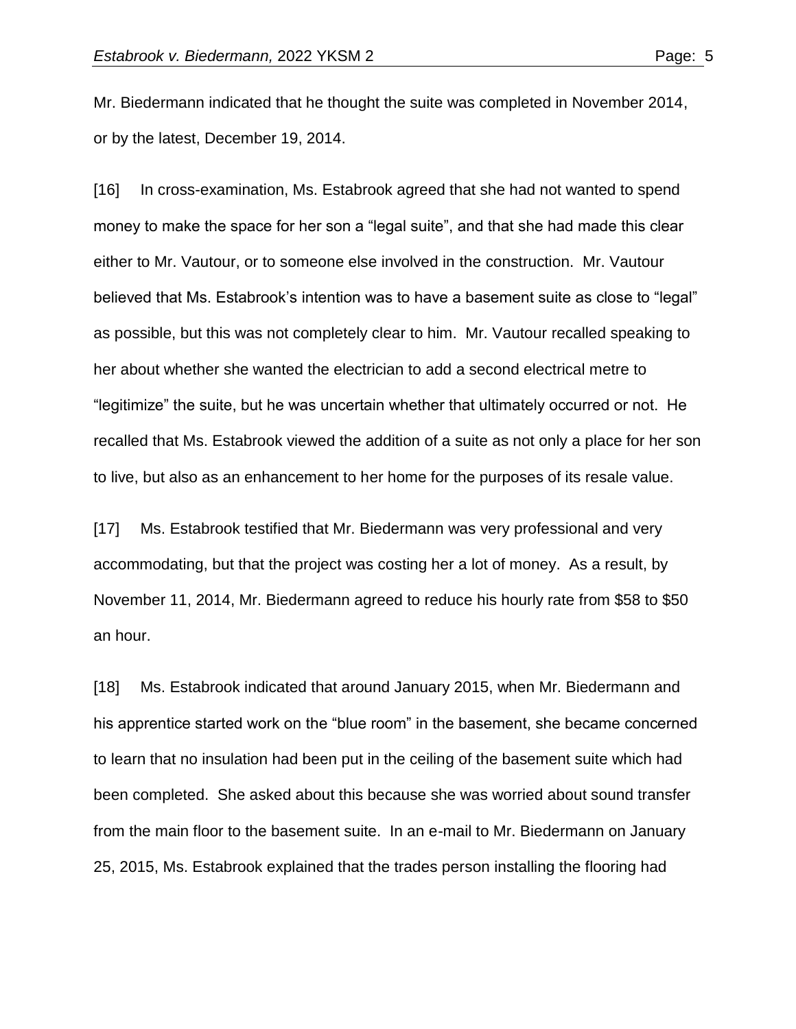Mr. Biedermann indicated that he thought the suite was completed in November 2014, or by the latest, December 19, 2014.

[16] In cross-examination, Ms. Estabrook agreed that she had not wanted to spend money to make the space for her son a "legal suite", and that she had made this clear either to Mr. Vautour, or to someone else involved in the construction. Mr. Vautour believed that Ms. Estabrook's intention was to have a basement suite as close to "legal" as possible, but this was not completely clear to him. Mr. Vautour recalled speaking to her about whether she wanted the electrician to add a second electrical metre to "legitimize" the suite, but he was uncertain whether that ultimately occurred or not. He recalled that Ms. Estabrook viewed the addition of a suite as not only a place for her son to live, but also as an enhancement to her home for the purposes of its resale value.

[17] Ms. Estabrook testified that Mr. Biedermann was very professional and very accommodating, but that the project was costing her a lot of money. As a result, by November 11, 2014, Mr. Biedermann agreed to reduce his hourly rate from $58 to $50 an hour.

[18] Ms. Estabrook indicated that around January 2015, when Mr. Biedermann and his apprentice started work on the "blue room" in the basement, she became concerned to learn that no insulation had been put in the ceiling of the basement suite which had been completed. She asked about this because she was worried about sound transfer from the main floor to the basement suite. In an e-mail to Mr. Biedermann on January 25, 2015, Ms. Estabrook explained that the trades person installing the flooring had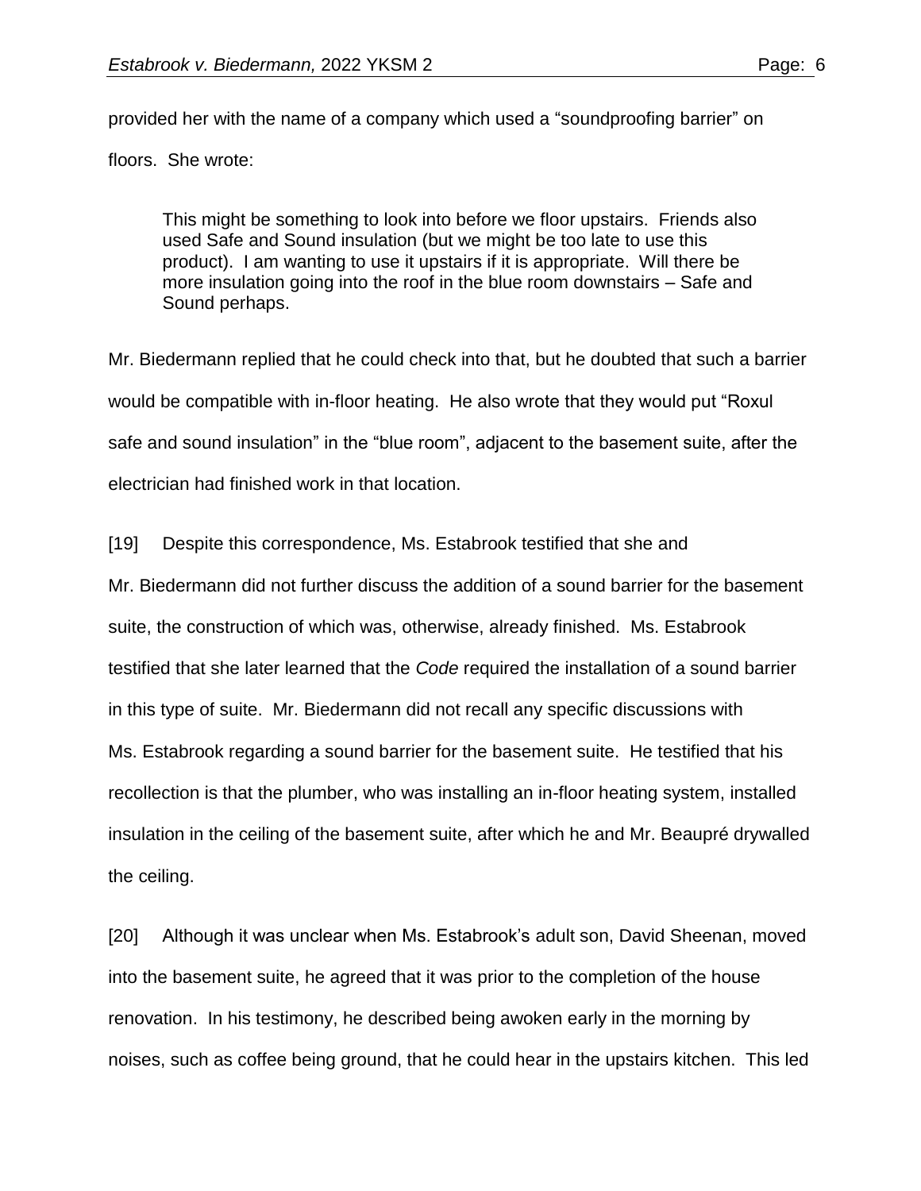provided her with the name of a company which used a "soundproofing barrier" on floors. She wrote:

> This might be something to look into before we floor upstairs. Friends also used Safe and Sound insulation (but we might be too late to use this product). I am wanting to use it upstairs if it is appropriate. Will there be more insulation going into the roof in the blue room downstairs – Safe and Sound perhaps.

Mr. Biedermann replied that he could check into that, but he doubted that such a barrier would be compatible with in-floor heating. He also wrote that they would put "Roxul safe and sound insulation" in the "blue room", adjacent to the basement suite, after the electrician had finished work in that location.

[19] Despite this correspondence, Ms. Estabrook testified that she and Mr. Biedermann did not further discuss the addition of a sound barrier for the basement suite, the construction of which was, otherwise, already finished. Ms. Estabrook testified that she later learned that the *Code* required the installation of a sound barrier in this type of suite. Mr. Biedermann did not recall any specific discussions with Ms. Estabrook regarding a sound barrier for the basement suite. He testified that his recollection is that the plumber, who was installing an in-floor heating system, installed insulation in the ceiling of the basement suite, after which he and Mr. Beaupré drywalled the ceiling.

[20] Although it was unclear when Ms. Estabrook's adult son, David Sheenan, moved into the basement suite, he agreed that it was prior to the completion of the house renovation. In his testimony, he described being awoken early in the morning by noises, such as coffee being ground, that he could hear in the upstairs kitchen. This led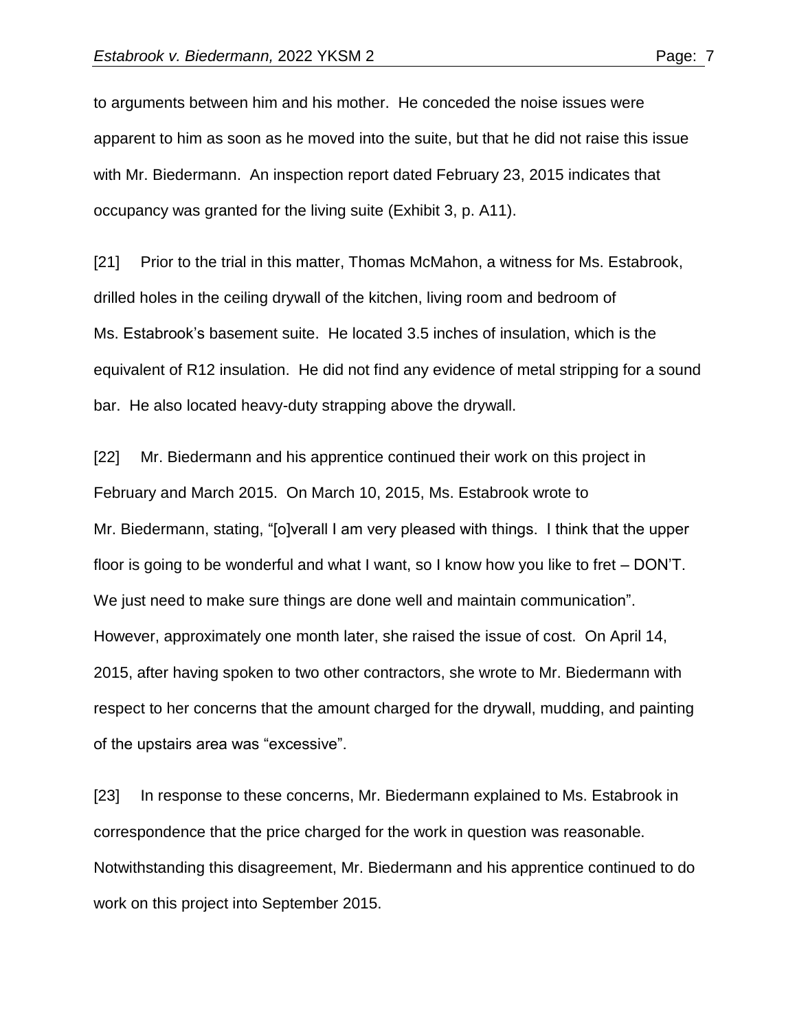to arguments between him and his mother. He conceded the noise issues were apparent to him as soon as he moved into the suite, but that he did not raise this issue with Mr. Biedermann. An inspection report dated February 23, 2015 indicates that occupancy was granted for the living suite (Exhibit 3, p. A11).

[21] Prior to the trial in this matter, Thomas McMahon, a witness for Ms. Estabrook, drilled holes in the ceiling drywall of the kitchen, living room and bedroom of Ms. Estabrook's basement suite. He located 3.5 inches of insulation, which is the equivalent of R12 insulation. He did not find any evidence of metal stripping for a sound bar. He also located heavy-duty strapping above the drywall.

[22] Mr. Biedermann and his apprentice continued their work on this project in February and March 2015. On March 10, 2015, Ms. Estabrook wrote to Mr. Biedermann, stating, "[o]verall I am very pleased with things. I think that the upper floor is going to be wonderful and what I want, so I know how you like to fret – DON'T. We just need to make sure things are done well and maintain communication". However, approximately one month later, she raised the issue of cost. On April 14, 2015, after having spoken to two other contractors, she wrote to Mr. Biedermann with respect to her concerns that the amount charged for the drywall, mudding, and painting of the upstairs area was "excessive".

[23] In response to these concerns, Mr. Biedermann explained to Ms. Estabrook in correspondence that the price charged for the work in question was reasonable. Notwithstanding this disagreement, Mr. Biedermann and his apprentice continued to do work on this project into September 2015.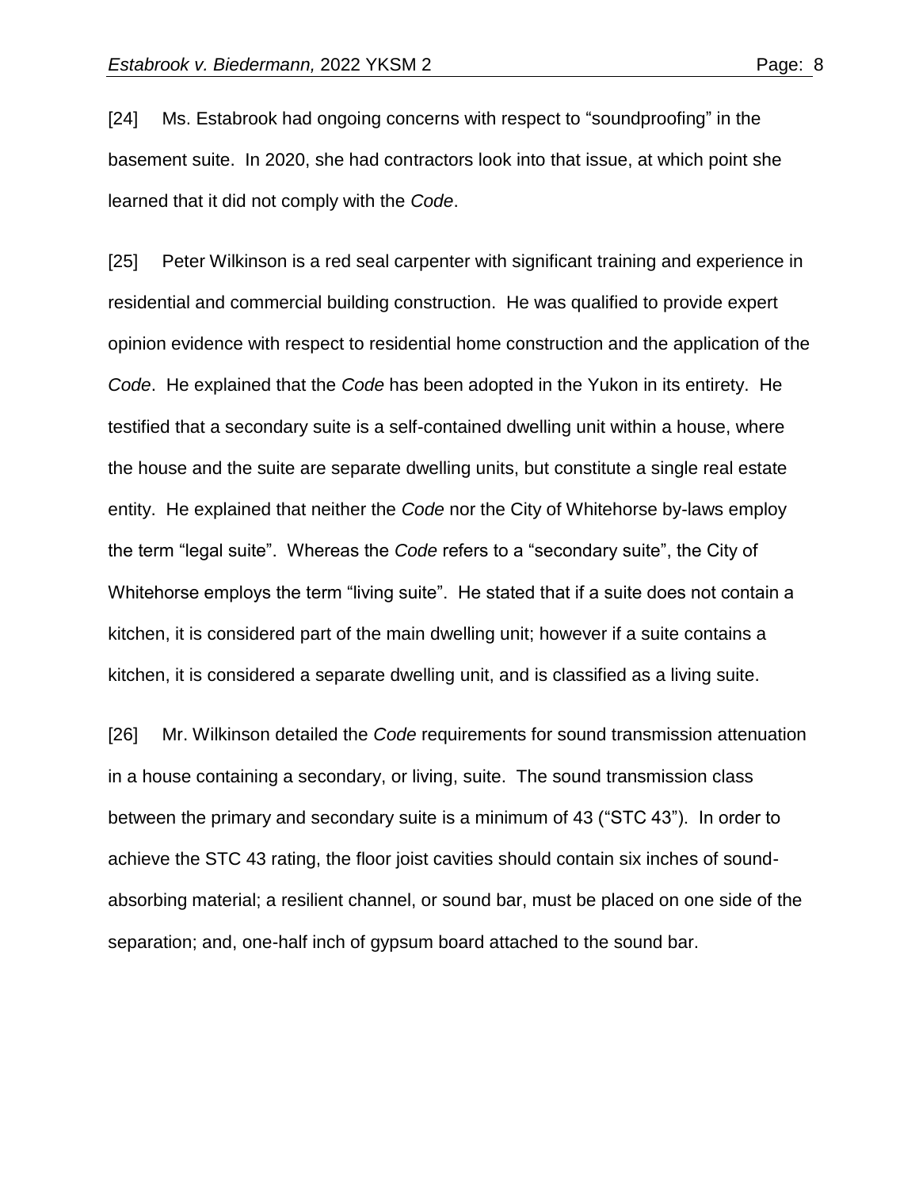[24] Ms. Estabrook had ongoing concerns with respect to “soundproofing” in the basement suite. In 2020, she had contractors look into that issue, at which point she learned that it did not comply with the *Code*.

[25] Peter Wilkinson is a red seal carpenter with significant training and experience in residential and commercial building construction. He was qualified to provide expert opinion evidence with respect to residential home construction and the application of the *Code*. He explained that the *Code* has been adopted in the Yukon in its entirety. He testified that a secondary suite is a self-contained dwelling unit within a house, where the house and the suite are separate dwelling units, but constitute a single real estate entity. He explained that neither the *Code* nor the City of Whitehorse by-laws employ the term “legal suite”. Whereas the *Code* refers to a “secondary suite”, the City of Whitehorse employs the term “living suite”. He stated that if a suite does not contain a kitchen, it is considered part of the main dwelling unit; however if a suite contains a kitchen, it is considered a separate dwelling unit, and is classified as a living suite.

[26] Mr. Wilkinson detailed the *Code* requirements for sound transmission attenuation in a house containing a secondary, or living, suite. The sound transmission class between the primary and secondary suite is a minimum of 43 (“STC 43”). In order to achieve the STC 43 rating, the floor joist cavities should contain six inches of sound-absorbing material; a resilient channel, or sound bar, must be placed on one side of the separation; and, one-half inch of gypsum board attached to the sound bar.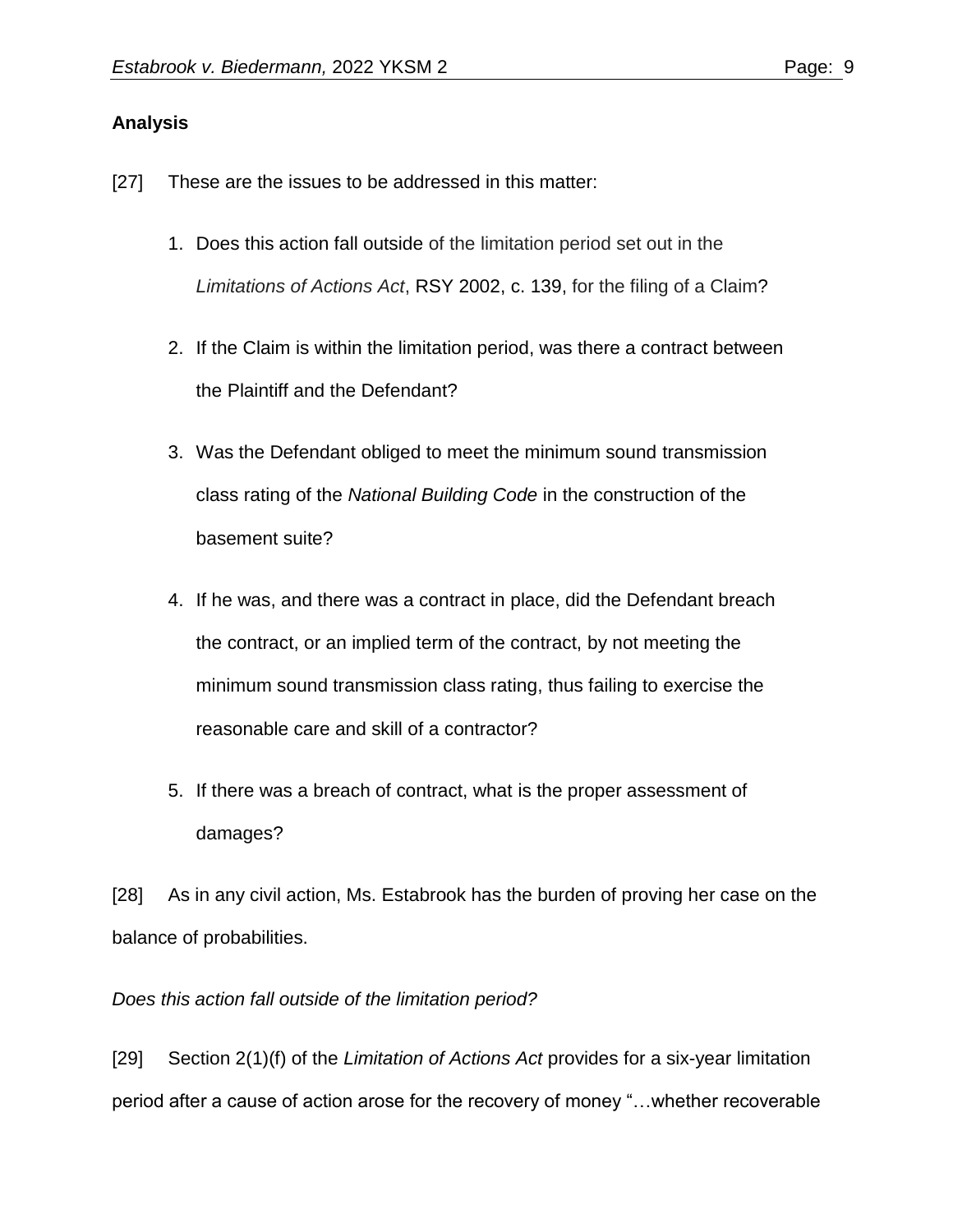**Analysis**

[27] These are the issues to be addressed in this matter:

1. Does this action fall outside of the limitation period set out in the *Limitations of Actions Act*, RSY 2002, c. 139, for the filing of a Claim?
2. If the Claim is within the limitation period, was there a contract between the Plaintiff and the Defendant?
3. Was the Defendant obliged to meet the minimum sound transmission class rating of the *National Building Code* in the construction of the basement suite?
4. If he was, and there was a contract in place, did the Defendant breach the contract, or an implied term of the contract, by not meeting the minimum sound transmission class rating, thus failing to exercise the reasonable care and skill of a contractor?
5. If there was a breach of contract, what is the proper assessment of damages?

[28] As in any civil action, Ms. Estabrook has the burden of proving her case on the balance of probabilities.

*Does this action fall outside of the limitation period?*

[29] Section 2(1)(f) of the *Limitation of Actions Act* provides for a six-year limitation period after a cause of action arose for the recovery of money "…whether recoverable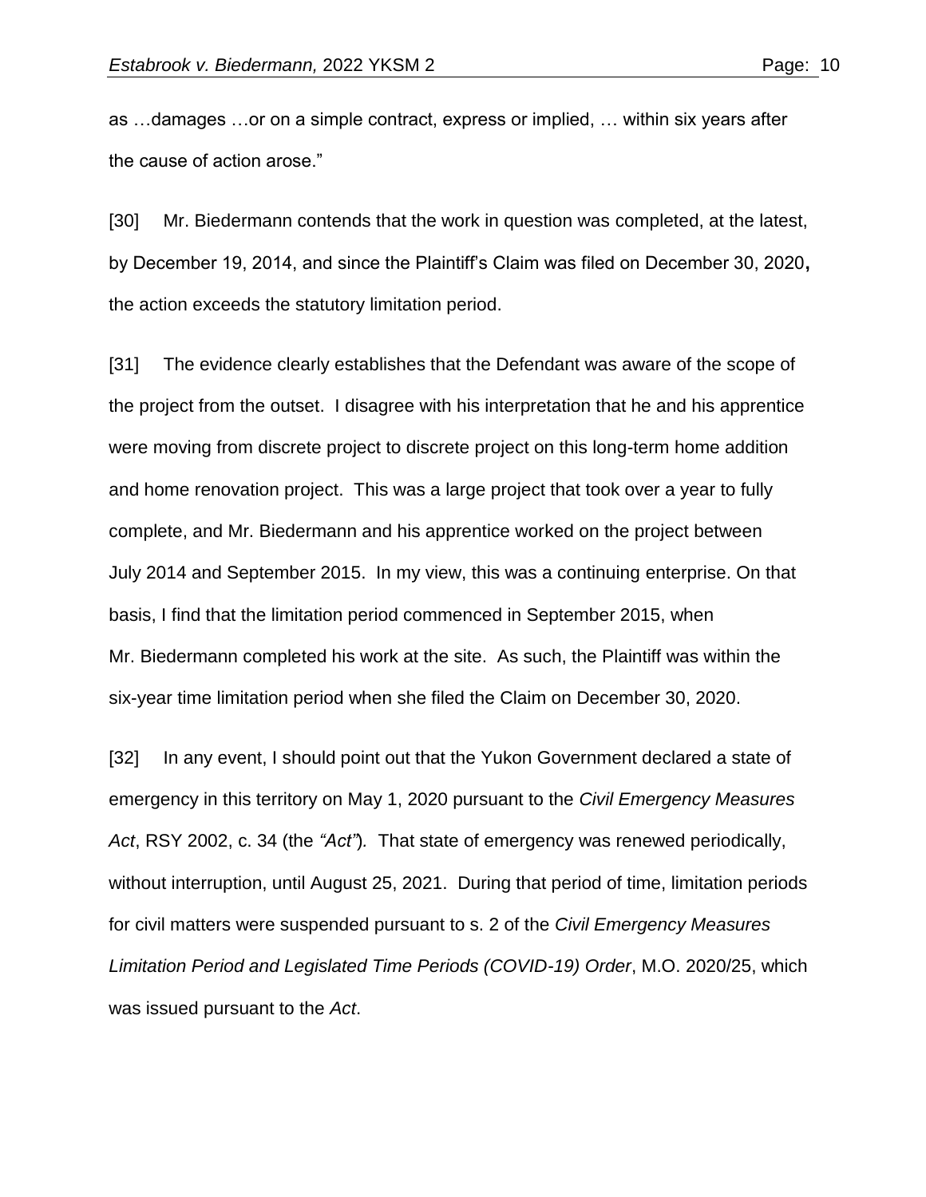as …damages …or on a simple contract, express or implied, … within six years after the cause of action arose."

[30] Mr. Biedermann contends that the work in question was completed, at the latest, by December 19, 2014, and since the Plaintiff's Claim was filed on December 30, 2020**,** the action exceeds the statutory limitation period.

[31] The evidence clearly establishes that the Defendant was aware of the scope of the project from the outset. I disagree with his interpretation that he and his apprentice were moving from discrete project to discrete project on this long-term home addition and home renovation project. This was a large project that took over a year to fully complete, and Mr. Biedermann and his apprentice worked on the project between July 2014 and September 2015. In my view, this was a continuing enterprise. On that basis, I find that the limitation period commenced in September 2015, when Mr. Biedermann completed his work at the site. As such, the Plaintiff was within the six-year time limitation period when she filed the Claim on December 30, 2020.

[32] In any event, I should point out that the Yukon Government declared a state of emergency in this territory on May 1, 2020 pursuant to the *Civil Emergency Measures Act*, RSY 2002, c. 34 (the *"Act"*). That state of emergency was renewed periodically, without interruption, until August 25, 2021. During that period of time, limitation periods for civil matters were suspended pursuant to s. 2 of the *Civil Emergency Measures Limitation Period and Legislated Time Periods (COVID-19) Order*, M.O. 2020/25, which was issued pursuant to the *Act*.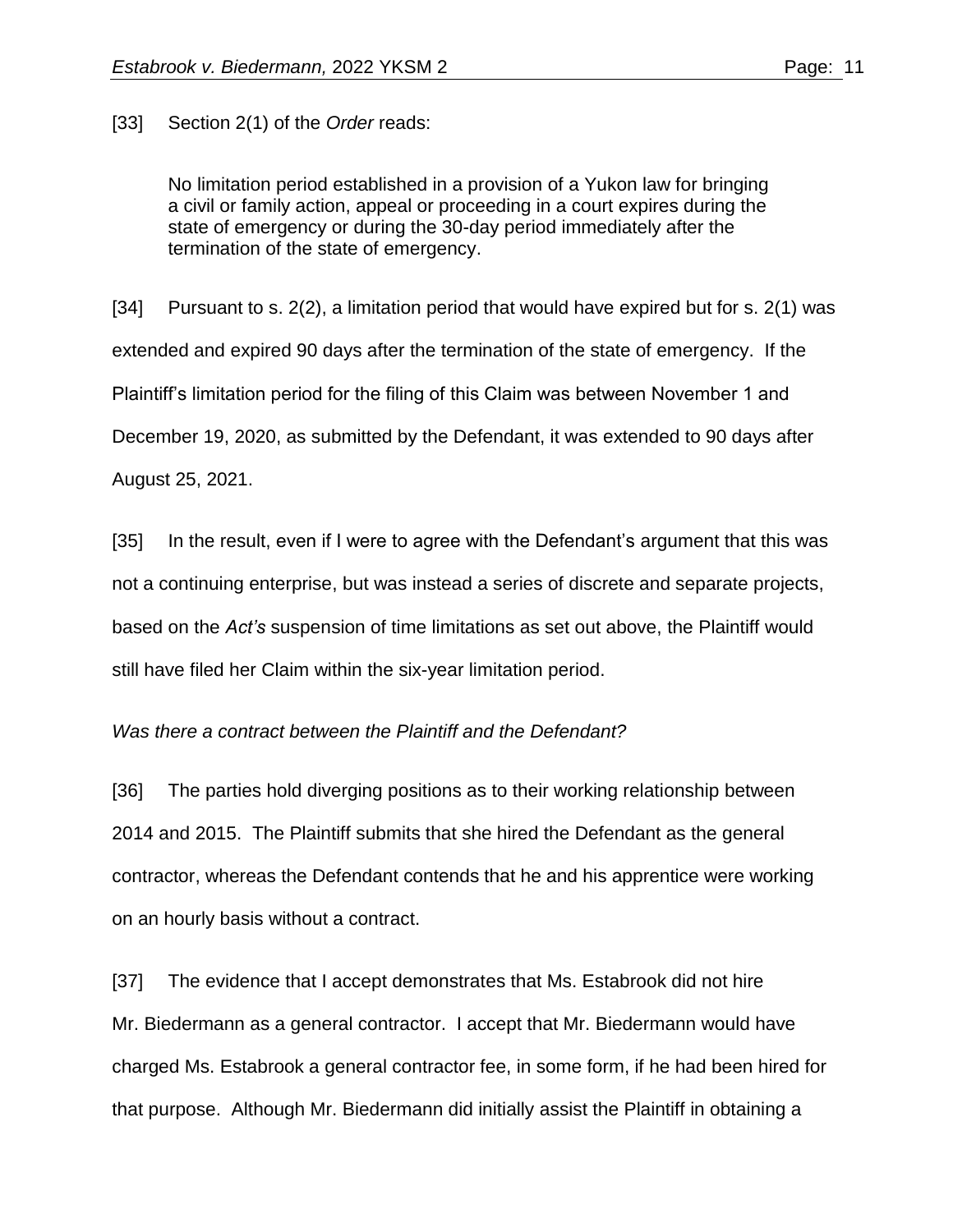[33] Section 2(1) of the *Order* reads:

> No limitation period established in a provision of a Yukon law for bringing a civil or family action, appeal or proceeding in a court expires during the state of emergency or during the 30-day period immediately after the termination of the state of emergency.

[34] Pursuant to s. 2(2), a limitation period that would have expired but for s. 2(1) was extended and expired 90 days after the termination of the state of emergency. If the Plaintiff's limitation period for the filing of this Claim was between November 1 and December 19, 2020, as submitted by the Defendant, it was extended to 90 days after August 25, 2021.

[35] In the result, even if I were to agree with the Defendant's argument that this was not a continuing enterprise, but was instead a series of discrete and separate projects, based on the *Act's* suspension of time limitations as set out above, the Plaintiff would still have filed her Claim within the six-year limitation period.

*Was there a contract between the Plaintiff and the Defendant?*

[36] The parties hold diverging positions as to their working relationship between 2014 and 2015. The Plaintiff submits that she hired the Defendant as the general contractor, whereas the Defendant contends that he and his apprentice were working on an hourly basis without a contract.

[37] The evidence that I accept demonstrates that Ms. Estabrook did not hire Mr. Biedermann as a general contractor. I accept that Mr. Biedermann would have charged Ms. Estabrook a general contractor fee, in some form, if he had been hired for that purpose. Although Mr. Biedermann did initially assist the Plaintiff in obtaining a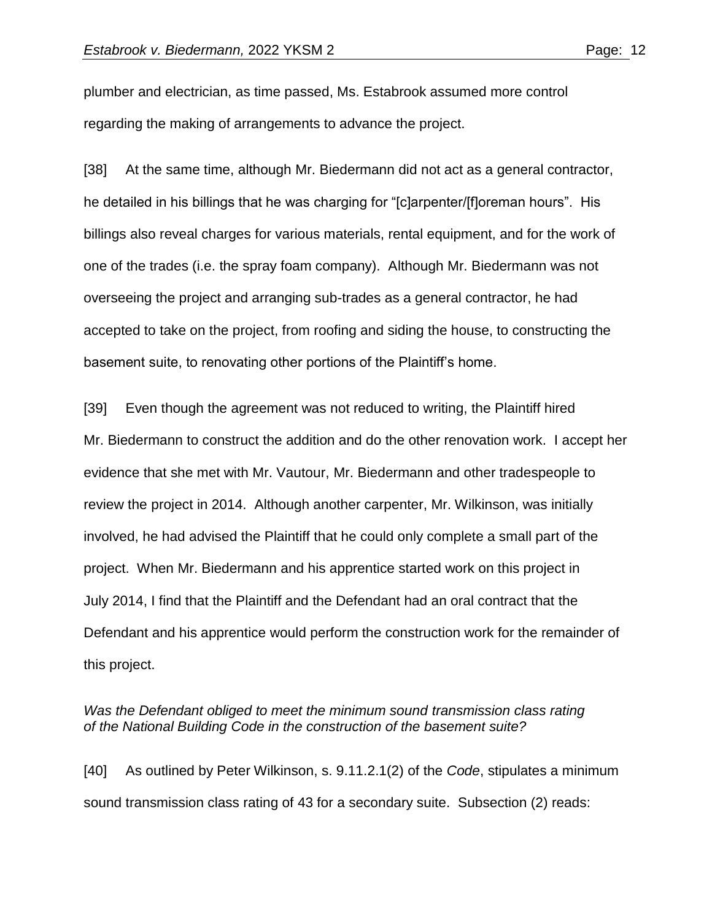plumber and electrician, as time passed, Ms. Estabrook assumed more control regarding the making of arrangements to advance the project.

[38] At the same time, although Mr. Biedermann did not act as a general contractor, he detailed in his billings that he was charging for "[c]arpenter/[f]oreman hours". His billings also reveal charges for various materials, rental equipment, and for the work of one of the trades (i.e. the spray foam company). Although Mr. Biedermann was not overseeing the project and arranging sub-trades as a general contractor, he had accepted to take on the project, from roofing and siding the house, to constructing the basement suite, to renovating other portions of the Plaintiff's home.

[39] Even though the agreement was not reduced to writing, the Plaintiff hired Mr. Biedermann to construct the addition and do the other renovation work. I accept her evidence that she met with Mr. Vautour, Mr. Biedermann and other tradespeople to review the project in 2014. Although another carpenter, Mr. Wilkinson, was initially involved, he had advised the Plaintiff that he could only complete a small part of the project. When Mr. Biedermann and his apprentice started work on this project in July 2014, I find that the Plaintiff and the Defendant had an oral contract that the Defendant and his apprentice would perform the construction work for the remainder of this project.

*Was the Defendant obliged to meet the minimum sound transmission class rating of the National Building Code in the construction of the basement suite?*

[40] As outlined by Peter Wilkinson, s. 9.11.2.1(2) of the *Code*, stipulates a minimum sound transmission class rating of 43 for a secondary suite. Subsection (2) reads: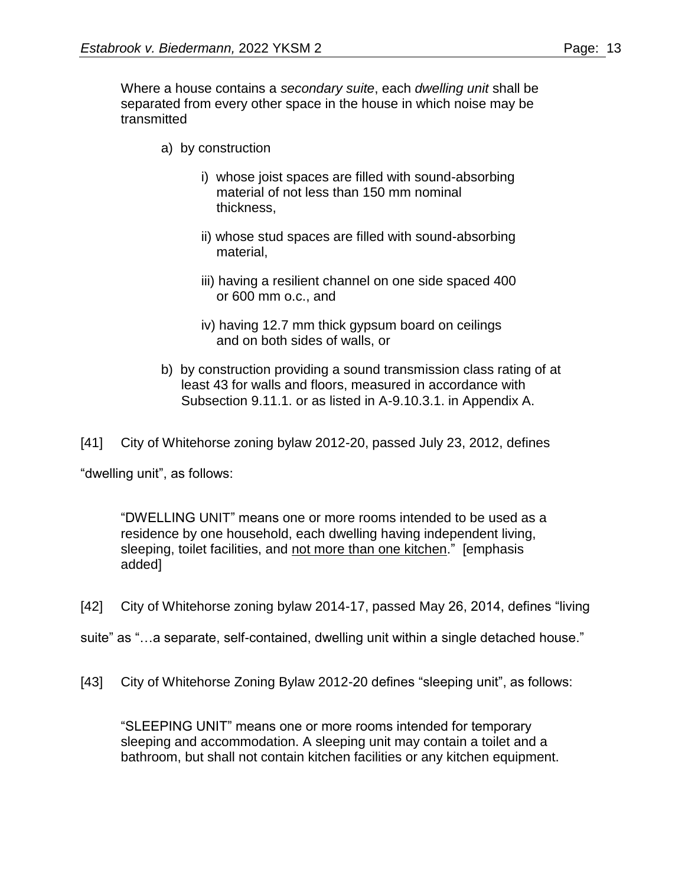> Where a house contains a *secondary suite*, each *dwelling unit* shall be separated from every other space in the house in which noise may be transmitted
>
> a) by construction
>
> i) whose joist spaces are filled with sound-absorbing material of not less than 150 mm nominal thickness,
>
> ii) whose stud spaces are filled with sound-absorbing material,
>
> iii) having a resilient channel on one side spaced 400 or 600 mm o.c., and
>
> iv) having 12.7 mm thick gypsum board on ceilings and on both sides of walls, or
>
> b) by construction providing a sound transmission class rating of at least 43 for walls and floors, measured in accordance with Subsection 9.11.1. or as listed in A-9.10.3.1. in Appendix A.

[41] City of Whitehorse zoning bylaw 2012-20, passed July 23, 2012, defines "dwelling unit", as follows:

> "DWELLING UNIT" means one or more rooms intended to be used as a residence by one household, each dwelling having independent living, sleeping, toilet facilities, and <u>not more than one kitchen</u>." [emphasis added]

[42] City of Whitehorse zoning bylaw 2014-17, passed May 26, 2014, defines "living suite" as "…a separate, self-contained, dwelling unit within a single detached house."

[43] City of Whitehorse Zoning Bylaw 2012-20 defines "sleeping unit", as follows:

> "SLEEPING UNIT" means one or more rooms intended for temporary sleeping and accommodation. A sleeping unit may contain a toilet and a bathroom, but shall not contain kitchen facilities or any kitchen equipment.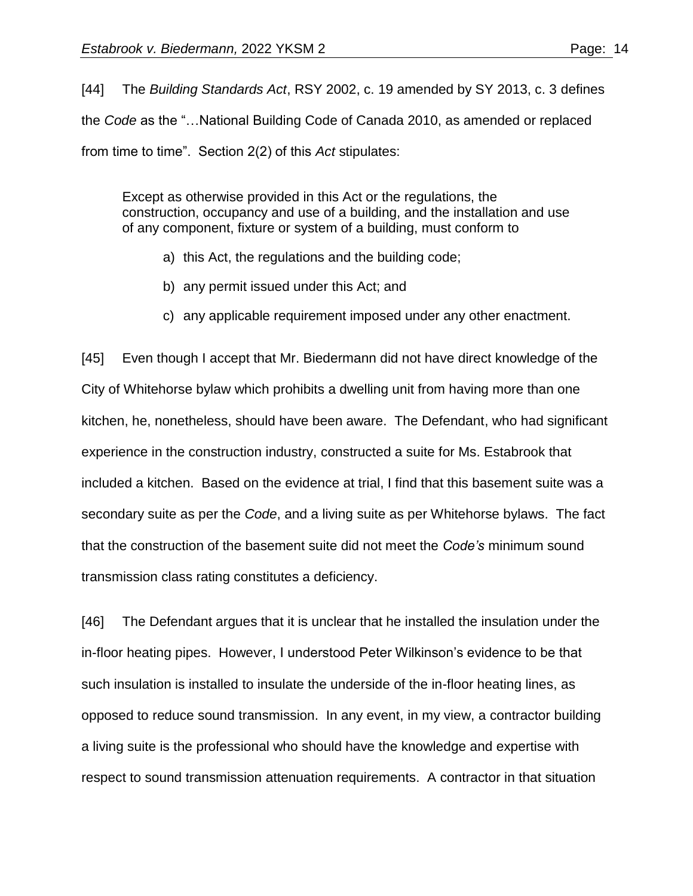[44] The *Building Standards Act*, RSY 2002, c. 19 amended by SY 2013, c. 3 defines the *Code* as the "…National Building Code of Canada 2010, as amended or replaced from time to time". Section 2(2) of this *Act* stipulates:

> Except as otherwise provided in this Act or the regulations, the construction, occupancy and use of a building, and the installation and use of any component, fixture or system of a building, must conform to
>
> a) this Act, the regulations and the building code;
>
> b) any permit issued under this Act; and
>
> c) any applicable requirement imposed under any other enactment.

[45] Even though I accept that Mr. Biedermann did not have direct knowledge of the City of Whitehorse bylaw which prohibits a dwelling unit from having more than one kitchen, he, nonetheless, should have been aware. The Defendant, who had significant experience in the construction industry, constructed a suite for Ms. Estabrook that included a kitchen. Based on the evidence at trial, I find that this basement suite was a secondary suite as per the *Code*, and a living suite as per Whitehorse bylaws. The fact that the construction of the basement suite did not meet the *Code's* minimum sound transmission class rating constitutes a deficiency.

[46] The Defendant argues that it is unclear that he installed the insulation under the in-floor heating pipes. However, I understood Peter Wilkinson's evidence to be that such insulation is installed to insulate the underside of the in-floor heating lines, as opposed to reduce sound transmission. In any event, in my view, a contractor building a living suite is the professional who should have the knowledge and expertise with respect to sound transmission attenuation requirements. A contractor in that situation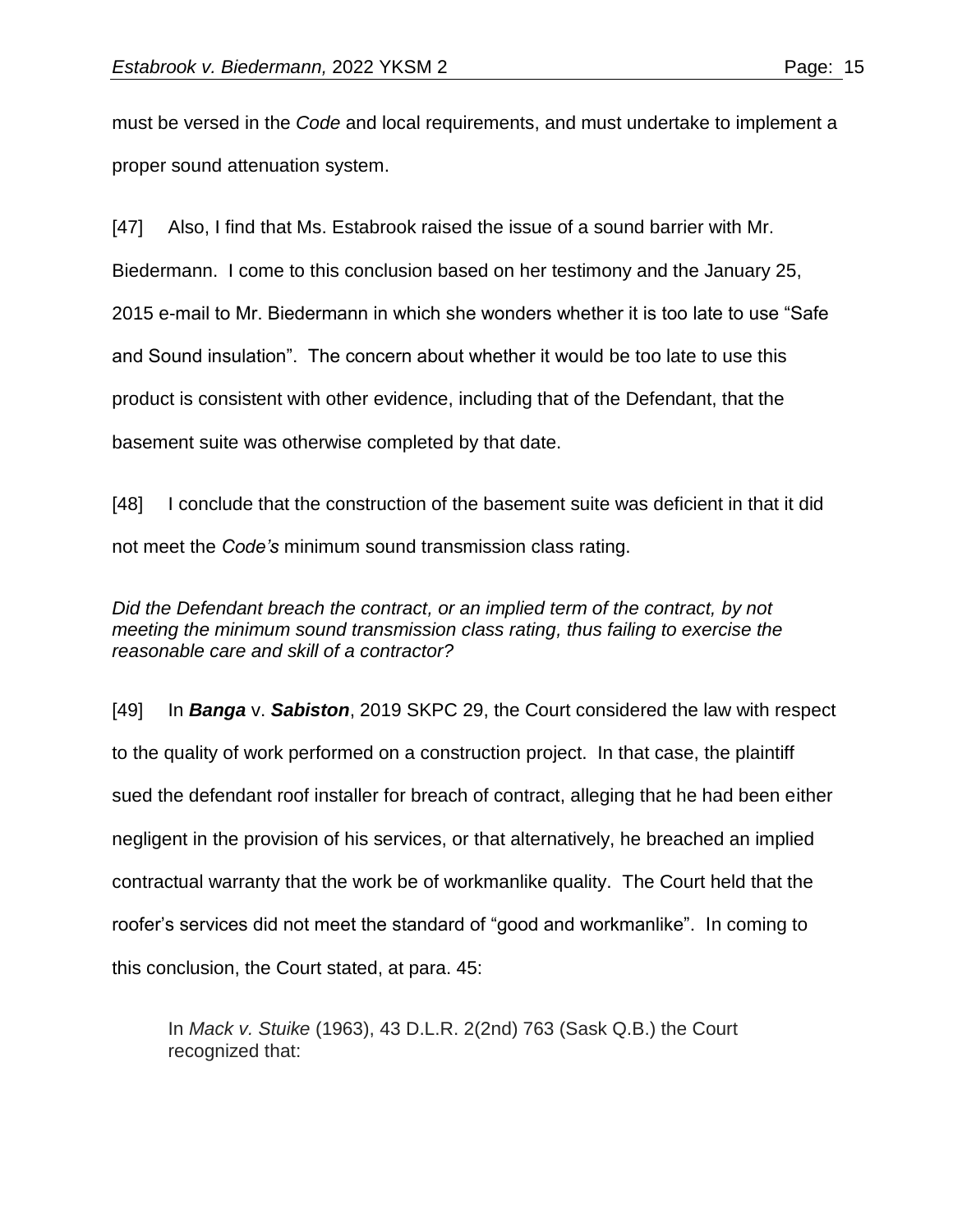must be versed in the *Code* and local requirements, and must undertake to implement a proper sound attenuation system.

[47] Also, I find that Ms. Estabrook raised the issue of a sound barrier with Mr. Biedermann. I come to this conclusion based on her testimony and the January 25, 2015 e-mail to Mr. Biedermann in which she wonders whether it is too late to use "Safe and Sound insulation". The concern about whether it would be too late to use this product is consistent with other evidence, including that of the Defendant, that the basement suite was otherwise completed by that date.

[48] I conclude that the construction of the basement suite was deficient in that it did not meet the *Code's* minimum sound transmission class rating.

*Did the Defendant breach the contract, or an implied term of the contract, by not meeting the minimum sound transmission class rating, thus failing to exercise the reasonable care and skill of a contractor?*

[49] In ***Banga*** v. ***Sabiston***, 2019 SKPC 29, the Court considered the law with respect to the quality of work performed on a construction project. In that case, the plaintiff sued the defendant roof installer for breach of contract, alleging that he had been either negligent in the provision of his services, or that alternatively, he breached an implied contractual warranty that the work be of workmanlike quality. The Court held that the roofer's services did not meet the standard of "good and workmanlike". In coming to this conclusion, the Court stated, at para. 45:

> In *Mack v. Stuike* (1963), 43 D.L.R. 2(2nd) 763 (Sask Q.B.) the Court recognized that: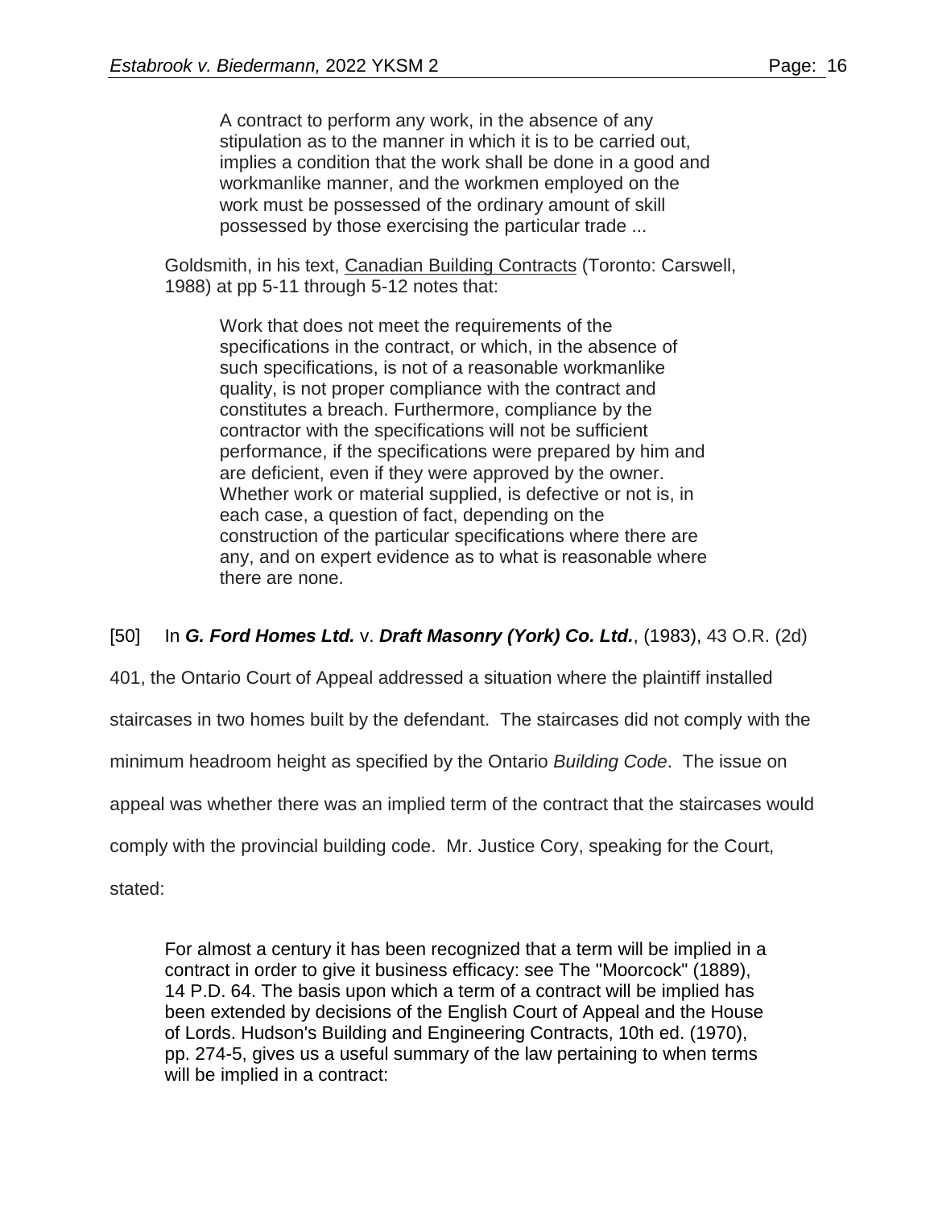> A contract to perform any work, in the absence of any stipulation as to the manner in which it is to be carried out, implies a condition that the work shall be done in a good and workmanlike manner, and the workmen employed on the work must be possessed of the ordinary amount of skill possessed by those exercising the particular trade ...

Goldsmith, in his text, Canadian Building Contracts (Toronto: Carswell, 1988) at pp 5-11 through 5-12 notes that:

> Work that does not meet the requirements of the specifications in the contract, or which, in the absence of such specifications, is not of a reasonable workmanlike quality, is not proper compliance with the contract and constitutes a breach. Furthermore, compliance by the contractor with the specifications will not be sufficient performance, if the specifications were prepared by him and are deficient, even if they were approved by the owner. Whether work or material supplied, is defective or not is, in each case, a question of fact, depending on the construction of the particular specifications where there are any, and on expert evidence as to what is reasonable where there are none.

[50] In ***G. Ford Homes Ltd.*** v. ***Draft Masonry (York) Co. Ltd.***, (1983), 43 O.R. (2d) 401, the Ontario Court of Appeal addressed a situation where the plaintiff installed staircases in two homes built by the defendant. The staircases did not comply with the minimum headroom height as specified by the Ontario *Building Code*. The issue on appeal was whether there was an implied term of the contract that the staircases would comply with the provincial building code. Mr. Justice Cory, speaking for the Court, stated:

> For almost a century it has been recognized that a term will be implied in a contract in order to give it business efficacy: see The "Moorcock" (1889), 14 P.D. 64. The basis upon which a term of a contract will be implied has been extended by decisions of the English Court of Appeal and the House of Lords. Hudson's Building and Engineering Contracts, 10th ed. (1970), pp. 274-5, gives us a useful summary of the law pertaining to when terms will be implied in a contract: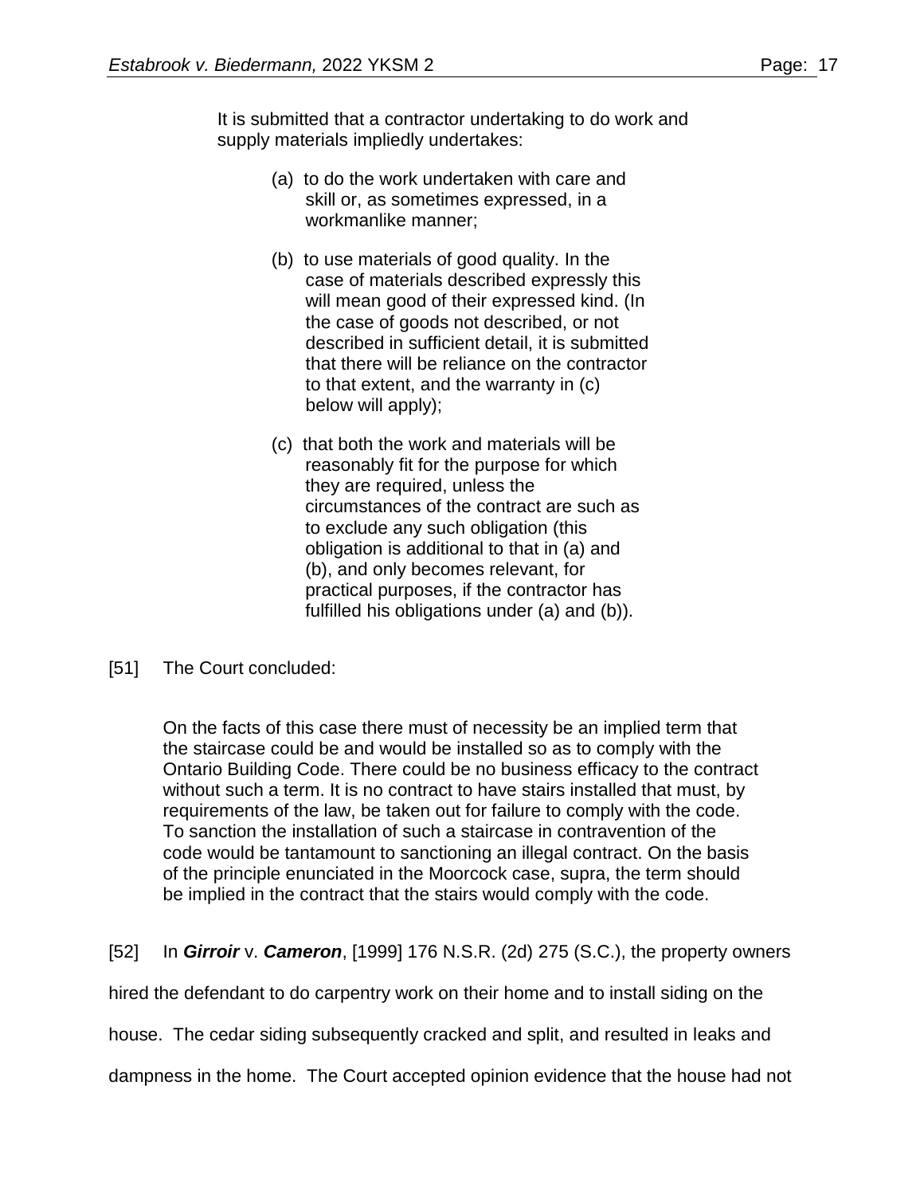> It is submitted that a contractor undertaking to do work and supply materials impliedly undertakes:
>
> > (a) to do the work undertaken with care and skill or, as sometimes expressed, in a workmanlike manner;
> >
> > (b) to use materials of good quality. In the case of materials described expressly this will mean good of their expressed kind. (In the case of goods not described, or not described in sufficient detail, it is submitted that there will be reliance on the contractor to that extent, and the warranty in (c) below will apply);
> >
> > (c) that both the work and materials will be reasonably fit for the purpose for which they are required, unless the circumstances of the contract are such as to exclude any such obligation (this obligation is additional to that in (a) and (b), and only becomes relevant, for practical purposes, if the contractor has fulfilled his obligations under (a) and (b)).

[51] The Court concluded:

> On the facts of this case there must of necessity be an implied term that the staircase could be and would be installed so as to comply with the Ontario Building Code. There could be no business efficacy to the contract without such a term. It is no contract to have stairs installed that must, by requirements of the law, be taken out for failure to comply with the code. To sanction the installation of such a staircase in contravention of the code would be tantamount to sanctioning an illegal contract. On the basis of the principle enunciated in the Moorcock case, supra, the term should be implied in the contract that the stairs would comply with the code.

[52] In ***Girroir*** v. ***Cameron***, [1999] 176 N.S.R. (2d) 275 (S.C.), the property owners hired the defendant to do carpentry work on their home and to install siding on the house. The cedar siding subsequently cracked and split, and resulted in leaks and dampness in the home. The Court accepted opinion evidence that the house had not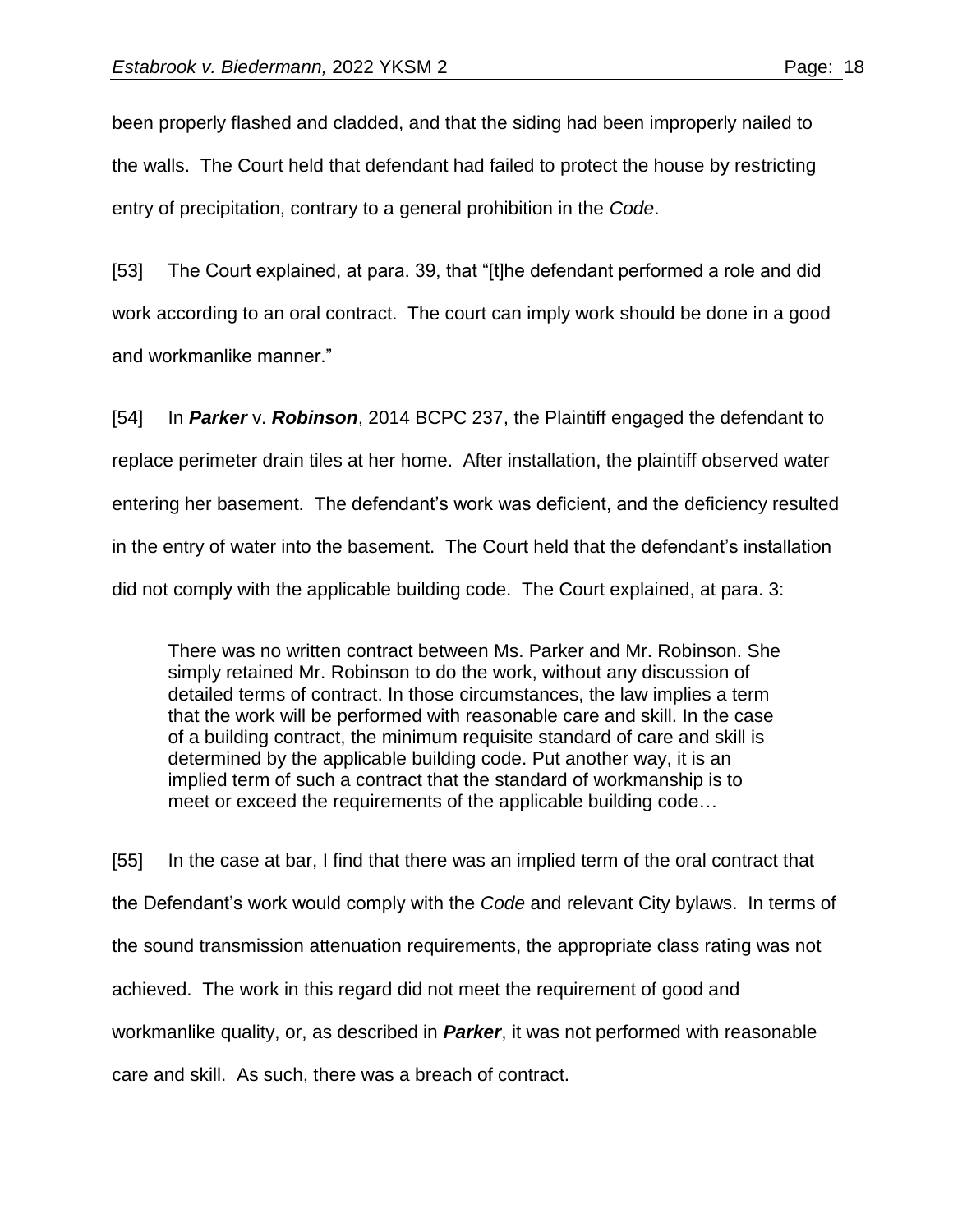been properly flashed and cladded, and that the siding had been improperly nailed to the walls. The Court held that defendant had failed to protect the house by restricting entry of precipitation, contrary to a general prohibition in the *Code*.

[53] The Court explained, at para. 39, that "[t]he defendant performed a role and did work according to an oral contract. The court can imply work should be done in a good and workmanlike manner."

[54] In ***Parker*** v. ***Robinson***, 2014 BCPC 237, the Plaintiff engaged the defendant to replace perimeter drain tiles at her home. After installation, the plaintiff observed water entering her basement. The defendant's work was deficient, and the deficiency resulted in the entry of water into the basement. The Court held that the defendant's installation did not comply with the applicable building code. The Court explained, at para. 3:

> There was no written contract between Ms. Parker and Mr. Robinson. She simply retained Mr. Robinson to do the work, without any discussion of detailed terms of contract. In those circumstances, the law implies a term that the work will be performed with reasonable care and skill. In the case of a building contract, the minimum requisite standard of care and skill is determined by the applicable building code. Put another way, it is an implied term of such a contract that the standard of workmanship is to meet or exceed the requirements of the applicable building code…

[55] In the case at bar, I find that there was an implied term of the oral contract that the Defendant's work would comply with the *Code* and relevant City bylaws. In terms of the sound transmission attenuation requirements, the appropriate class rating was not achieved. The work in this regard did not meet the requirement of good and workmanlike quality, or, as described in ***Parker***, it was not performed with reasonable care and skill. As such, there was a breach of contract.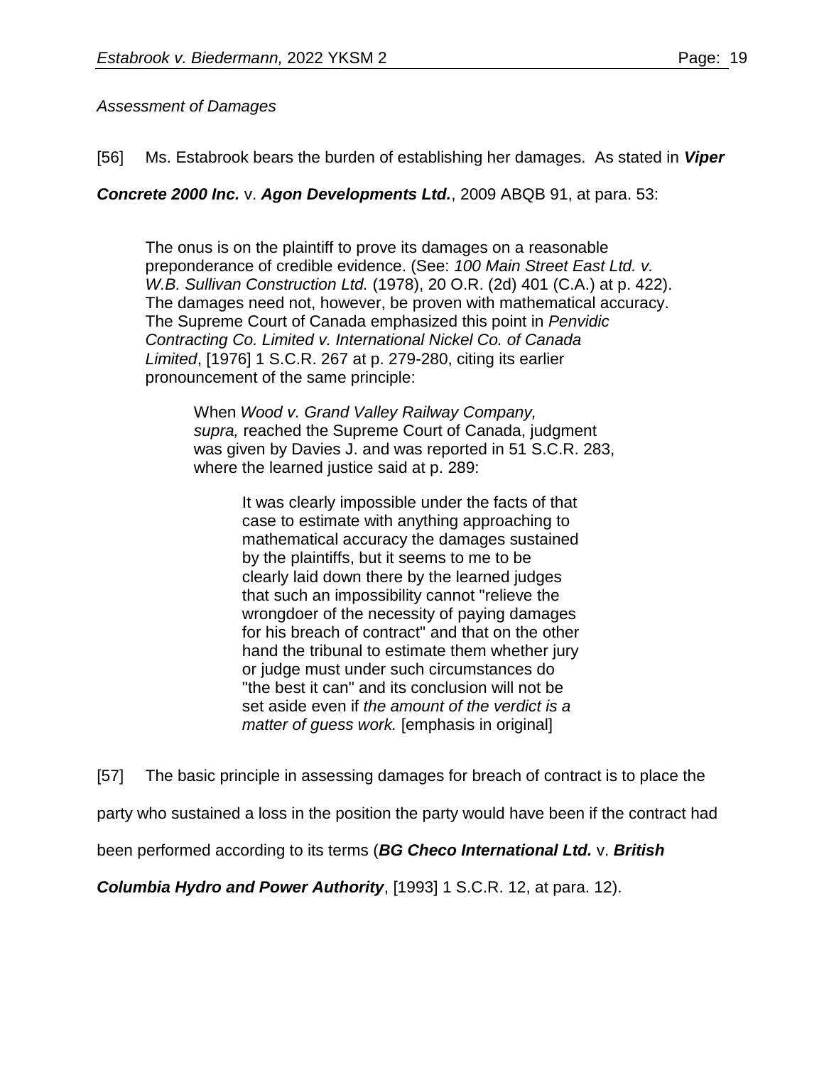*Assessment of Damages*

[56] Ms. Estabrook bears the burden of establishing her damages. As stated in ***Viper Concrete 2000 Inc.*** v. ***Agon Developments Ltd.***, 2009 ABQB 91, at para. 53:

> The onus is on the plaintiff to prove its damages on a reasonable preponderance of credible evidence. (See: *100 Main Street East Ltd. v. W.B. Sullivan Construction Ltd.* (1978), 20 O.R. (2d) 401 (C.A.) at p. 422). The damages need not, however, be proven with mathematical accuracy. The Supreme Court of Canada emphasized this point in *Penvidic Contracting Co. Limited v. International Nickel Co. of Canada Limited*, [1976] 1 S.C.R. 267 at p. 279-280, citing its earlier pronouncement of the same principle:
>
> > When *Wood v. Grand Valley Railway Company, supra,* reached the Supreme Court of Canada, judgment was given by Davies J. and was reported in 51 S.C.R. 283, where the learned justice said at p. 289:
> >
> > > It was clearly impossible under the facts of that case to estimate with anything approaching to mathematical accuracy the damages sustained by the plaintiffs, but it seems to me to be clearly laid down there by the learned judges that such an impossibility cannot "relieve the wrongdoer of the necessity of paying damages for his breach of contract" and that on the other hand the tribunal to estimate them whether jury or judge must under such circumstances do "the best it can" and its conclusion will not be set aside even if *the amount of the verdict is a matter of guess work.* [emphasis in original]

[57] The basic principle in assessing damages for breach of contract is to place the party who sustained a loss in the position the party would have been if the contract had been performed according to its terms (***BG Checo International Ltd.*** v. ***British Columbia Hydro and Power Authority***, [1993] 1 S.C.R. 12, at para. 12).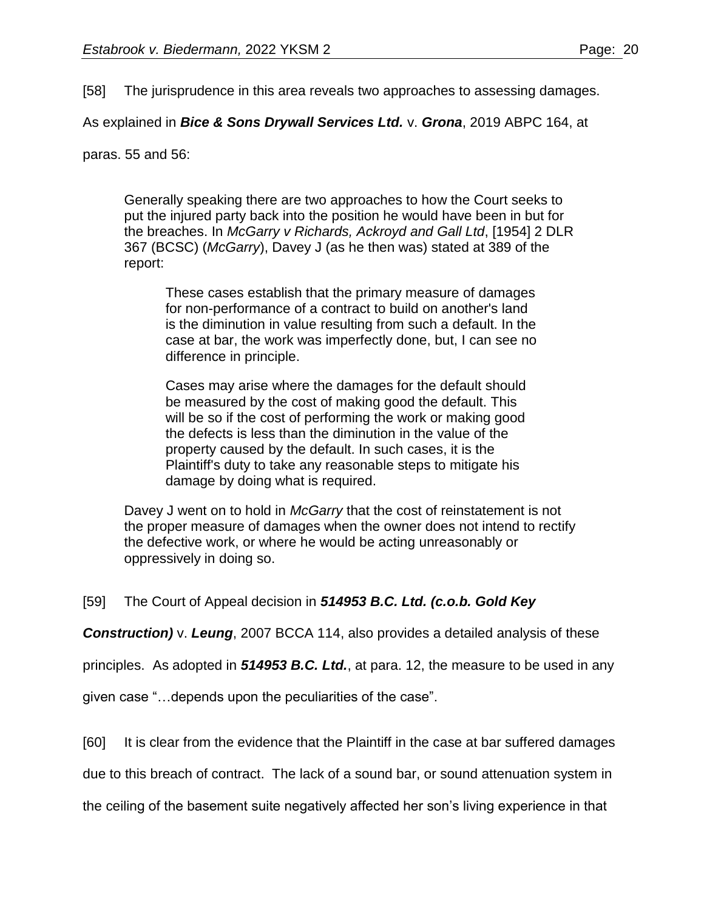[58] The jurisprudence in this area reveals two approaches to assessing damages. As explained in ***Bice & Sons Drywall Services Ltd.*** v. ***Grona***, 2019 ABPC 164, at paras. 55 and 56:

> Generally speaking there are two approaches to how the Court seeks to put the injured party back into the position he would have been in but for the breaches. In *McGarry v Richards, Ackroyd and Gall Ltd*, [1954] 2 DLR 367 (BCSC) (*McGarry*), Davey J (as he then was) stated at 389 of the report:
>
> > These cases establish that the primary measure of damages for non-performance of a contract to build on another's land is the diminution in value resulting from such a default. In the case at bar, the work was imperfectly done, but, I can see no difference in principle.
> >
> > Cases may arise where the damages for the default should be measured by the cost of making good the default. This will be so if the cost of performing the work or making good the defects is less than the diminution in the value of the property caused by the default. In such cases, it is the Plaintiff's duty to take any reasonable steps to mitigate his damage by doing what is required.
>
> Davey J went on to hold in *McGarry* that the cost of reinstatement is not the proper measure of damages when the owner does not intend to rectify the defective work, or where he would be acting unreasonably or oppressively in doing so.

[59] The Court of Appeal decision in ***514953 B.C. Ltd. (c.o.b. Gold Key Construction)*** v. ***Leung***, 2007 BCCA 114, also provides a detailed analysis of these principles. As adopted in ***514953 B.C. Ltd.***, at para. 12, the measure to be used in any given case "…depends upon the peculiarities of the case".

[60] It is clear from the evidence that the Plaintiff in the case at bar suffered damages due to this breach of contract. The lack of a sound bar, or sound attenuation system in the ceiling of the basement suite negatively affected her son's living experience in that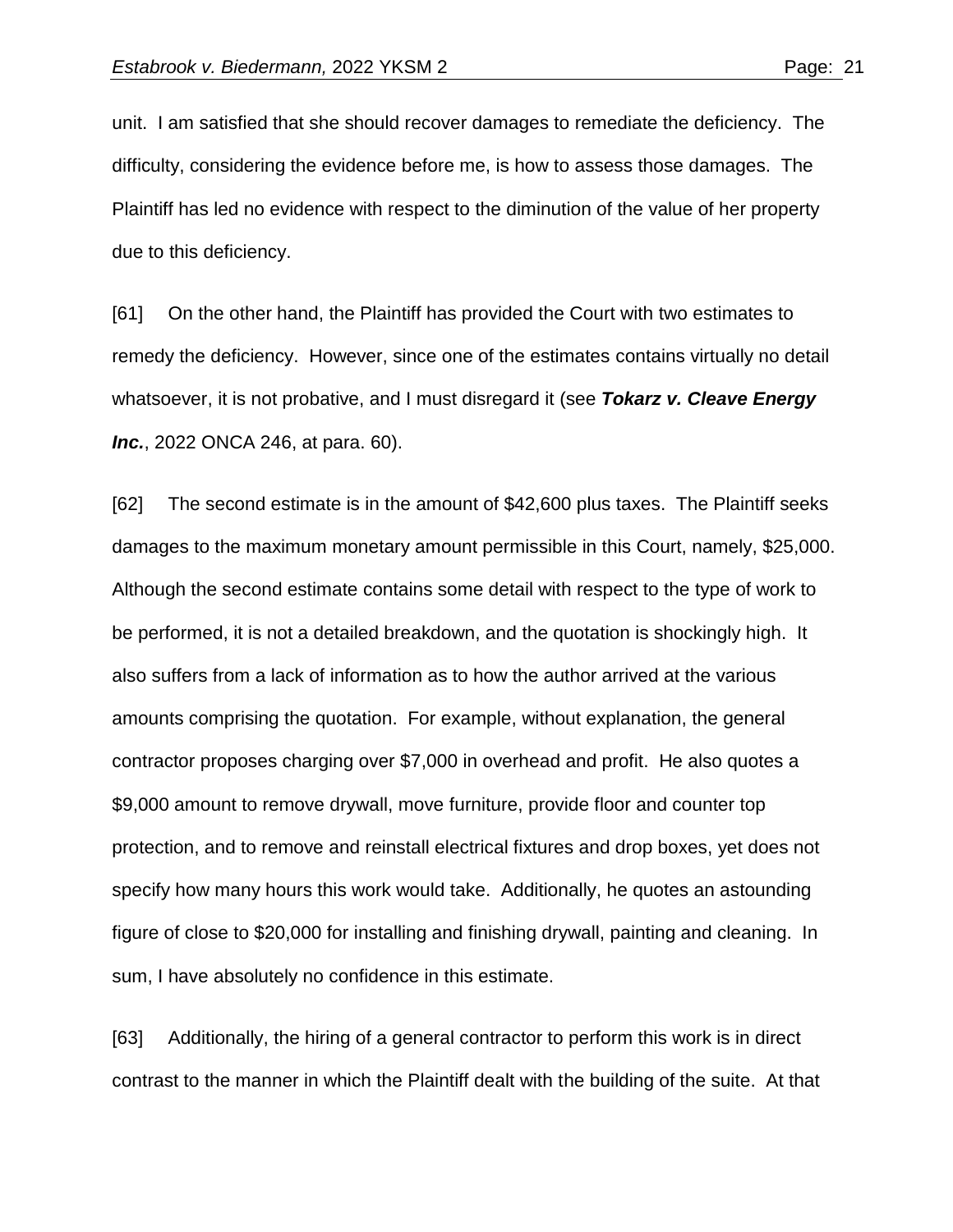unit. I am satisfied that she should recover damages to remediate the deficiency. The difficulty, considering the evidence before me, is how to assess those damages. The Plaintiff has led no evidence with respect to the diminution of the value of her property due to this deficiency.

[61] On the other hand, the Plaintiff has provided the Court with two estimates to remedy the deficiency. However, since one of the estimates contains virtually no detail whatsoever, it is not probative, and I must disregard it (see ***Tokarz v. Cleave Energy Inc.***, 2022 ONCA 246, at para. 60).

[62] The second estimate is in the amount of $42,600 plus taxes. The Plaintiff seeks damages to the maximum monetary amount permissible in this Court, namely, $25,000. Although the second estimate contains some detail with respect to the type of work to be performed, it is not a detailed breakdown, and the quotation is shockingly high. It also suffers from a lack of information as to how the author arrived at the various amounts comprising the quotation. For example, without explanation, the general contractor proposes charging over $7,000 in overhead and profit. He also quotes a $9,000 amount to remove drywall, move furniture, provide floor and counter top protection, and to remove and reinstall electrical fixtures and drop boxes, yet does not specify how many hours this work would take. Additionally, he quotes an astounding figure of close to $20,000 for installing and finishing drywall, painting and cleaning. In sum, I have absolutely no confidence in this estimate.

[63] Additionally, the hiring of a general contractor to perform this work is in direct contrast to the manner in which the Plaintiff dealt with the building of the suite. At that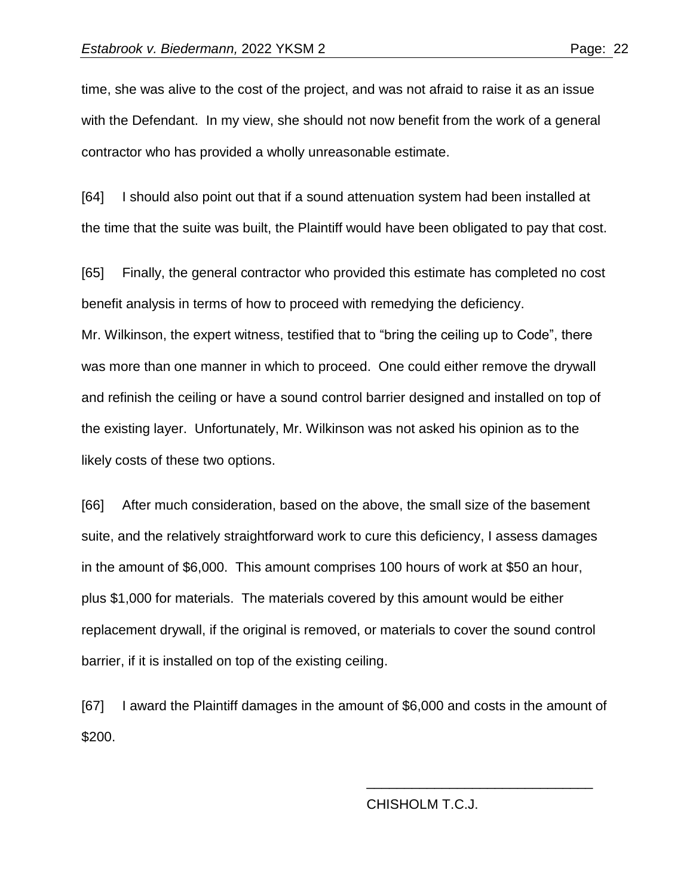time, she was alive to the cost of the project, and was not afraid to raise it as an issue with the Defendant. In my view, she should not now benefit from the work of a general contractor who has provided a wholly unreasonable estimate.

[64] I should also point out that if a sound attenuation system had been installed at the time that the suite was built, the Plaintiff would have been obligated to pay that cost.

[65] Finally, the general contractor who provided this estimate has completed no cost benefit analysis in terms of how to proceed with remedying the deficiency. Mr. Wilkinson, the expert witness, testified that to "bring the ceiling up to Code", there was more than one manner in which to proceed. One could either remove the drywall and refinish the ceiling or have a sound control barrier designed and installed on top of the existing layer. Unfortunately, Mr. Wilkinson was not asked his opinion as to the likely costs of these two options.

[66] After much consideration, based on the above, the small size of the basement suite, and the relatively straightforward work to cure this deficiency, I assess damages in the amount of $6,000. This amount comprises 100 hours of work at $50 an hour, plus $1,000 for materials. The materials covered by this amount would be either replacement drywall, if the original is removed, or materials to cover the sound control barrier, if it is installed on top of the existing ceiling.

[67] I award the Plaintiff damages in the amount of $6,000 and costs in the amount of $200.

\_\_\_\_\_\_\_\_\_\_\_\_\_\_\_\_\_\_\_\_\_\_\_\_\_\_\_\_\_\_

CHISHOLM T.C.J.